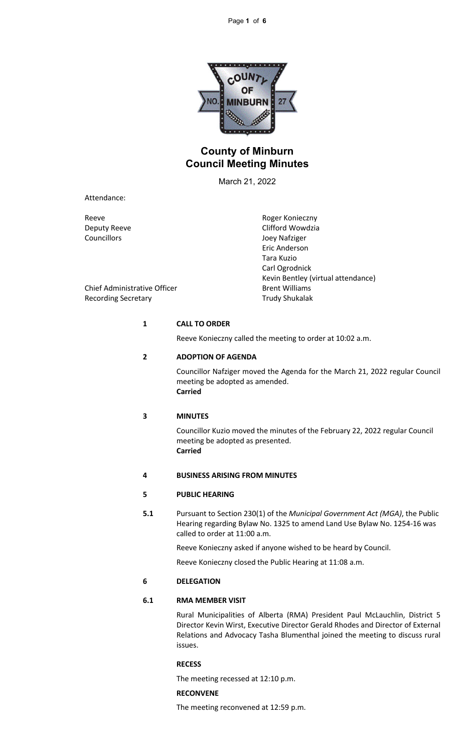# County of Minburn
## Council Meeting Minutes

March 21, 2022

Attendance:

| | |
|---|---|
| Reeve | Roger Konieczny |
| Deputy Reeve | Clifford Wowdzia |
| Councillors | Joey Nafziger |
| | Eric Anderson |
| | Tara Kuzio |
| | Carl Ogrodnick |
| | Kevin Bentley (virtual attendance) |
| Chief Administrative Officer | Brent Williams |
| Recording Secretary | Trudy Shukalak |

**1 CALL TO ORDER**

Reeve Konieczny called the meeting to order at 10:02 a.m.

**2 ADOPTION OF AGENDA**

Councillor Nafziger moved the Agenda for the March 21, 2022 regular Council meeting be adopted as amended.
**Carried**

**3 MINUTES**

Councillor Kuzio moved the minutes of the February 22, 2022 regular Council meeting be adopted as presented.
**Carried**

**4 BUSINESS ARISING FROM MINUTES**

**5 PUBLIC HEARING**

**5.1** Pursuant to Section 230(1) of the *Municipal Government Act (MGA)*, the Public Hearing regarding Bylaw No. 1325 to amend Land Use Bylaw No. 1254-16 was called to order at 11:00 a.m.

Reeve Konieczny asked if anyone wished to be heard by Council.

Reeve Konieczny closed the Public Hearing at 11:08 a.m.

**6 DELEGATION**

**6.1 RMA MEMBER VISIT**

Rural Municipalities of Alberta (RMA) President Paul McLauchlin, District 5 Director Kevin Wirst, Executive Director Gerald Rhodes and Director of External Relations and Advocacy Tasha Blumenthal joined the meeting to discuss rural issues.

**RECESS**

The meeting recessed at 12:10 p.m.

**RECONVENE**

The meeting reconvened at 12:59 p.m.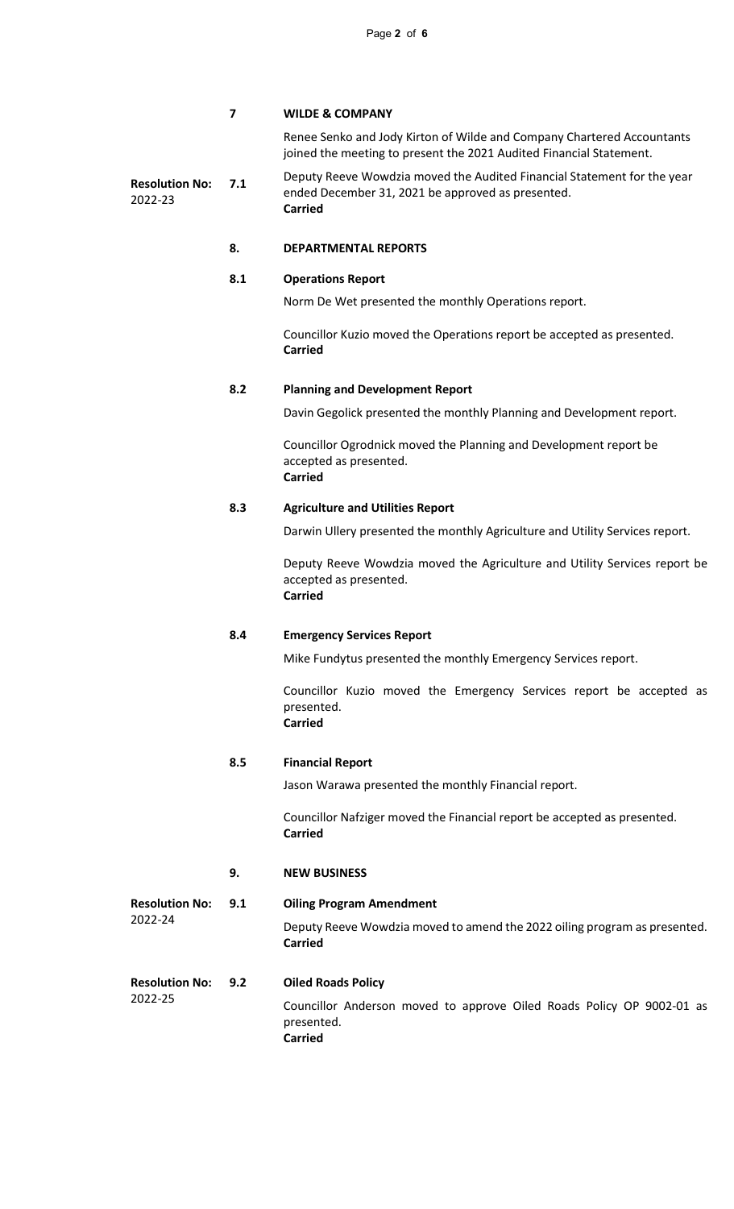## 7 WILDE & COMPANY

Renee Senko and Jody Kirton of Wilde and Company Chartered Accountants joined the meeting to present the 2021 Audited Financial Statement.

**Resolution No:** 2022-23

**7.1** Deputy Reeve Wowdzia moved the Audited Financial Statement for the year ended December 31, 2021 be approved as presented.
**Carried**

## 8. DEPARTMENTAL REPORTS

### 8.1 Operations Report

Norm De Wet presented the monthly Operations report.

Councillor Kuzio moved the Operations report be accepted as presented.
**Carried**

### 8.2 Planning and Development Report

Davin Gegolick presented the monthly Planning and Development report.

Councillor Ogrodnick moved the Planning and Development report be accepted as presented.
**Carried**

### 8.3 Agriculture and Utilities Report

Darwin Ullery presented the monthly Agriculture and Utility Services report.

Deputy Reeve Wowdzia moved the Agriculture and Utility Services report be accepted as presented.
**Carried**

### 8.4 Emergency Services Report

Mike Fundytus presented the monthly Emergency Services report.

Councillor Kuzio moved the Emergency Services report be accepted as presented.
**Carried**

### 8.5 Financial Report

Jason Warawa presented the monthly Financial report.

Councillor Nafziger moved the Financial report be accepted as presented.
**Carried**

## 9. NEW BUSINESS

**Resolution No:** 2022-24

### 9.1 Oiling Program Amendment

Deputy Reeve Wowdzia moved to amend the 2022 oiling program as presented.
**Carried**

**Resolution No:** 2022-25

### 9.2 Oiled Roads Policy

Councillor Anderson moved to approve Oiled Roads Policy OP 9002-01 as presented.
**Carried**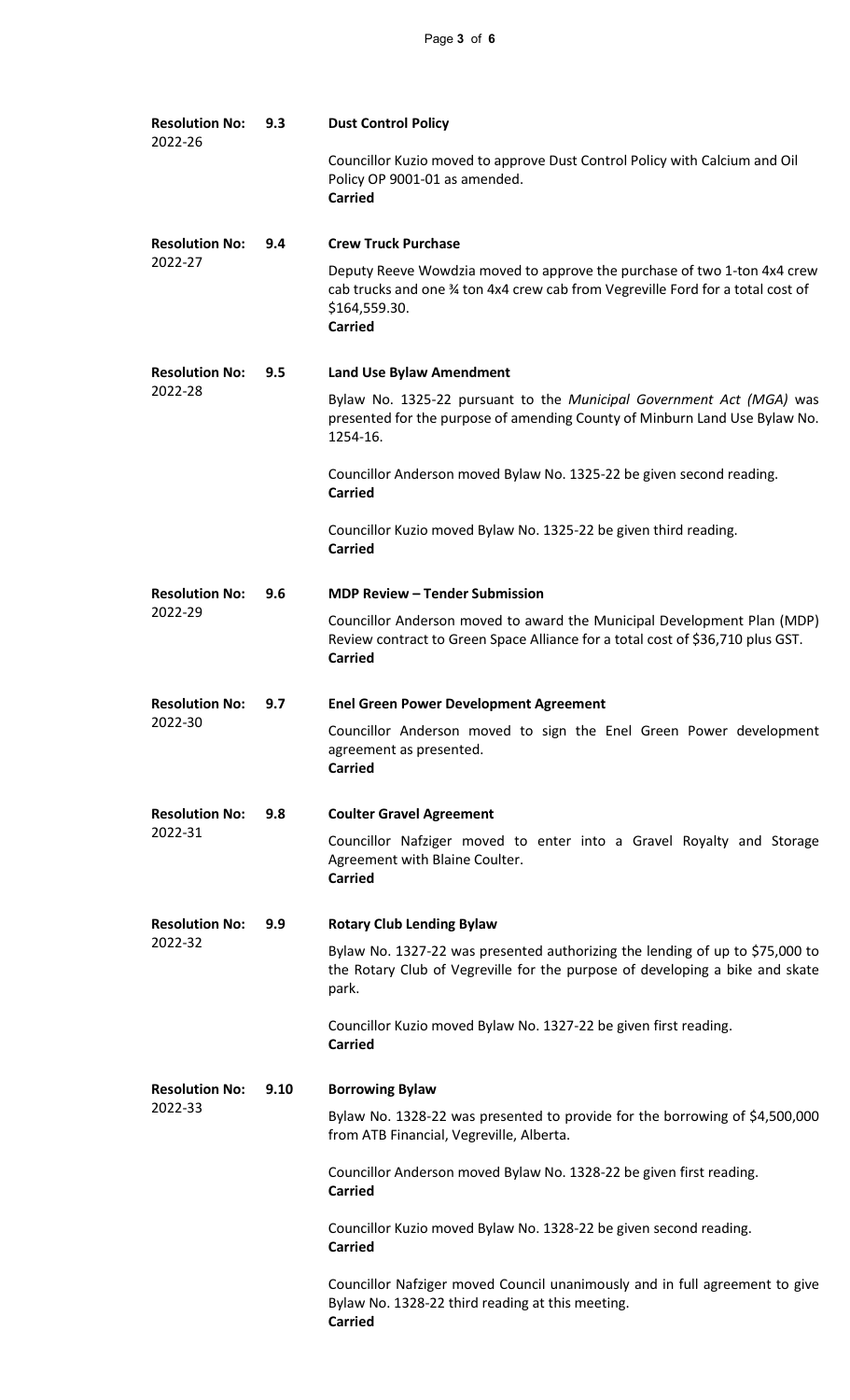**Resolution No:** 2022-26 **9.3** **Dust Control Policy**

Councillor Kuzio moved to approve Dust Control Policy with Calcium and Oil Policy OP 9001-01 as amended.
**Carried**

**Resolution No:** 2022-27 **9.4** **Crew Truck Purchase**

Deputy Reeve Wowdzia moved to approve the purchase of two 1-ton 4x4 crew cab trucks and one ¾ ton 4x4 crew cab from Vegreville Ford for a total cost of $164,559.30.
**Carried**

**Resolution No:** 2022-28 **9.5** **Land Use Bylaw Amendment**

Bylaw No. 1325-22 pursuant to the *Municipal Government Act (MGA)* was presented for the purpose of amending County of Minburn Land Use Bylaw No. 1254-16.

Councillor Anderson moved Bylaw No. 1325-22 be given second reading.
**Carried**

Councillor Kuzio moved Bylaw No. 1325-22 be given third reading.
**Carried**

**Resolution No:** 2022-29 **9.6** **MDP Review – Tender Submission**

Councillor Anderson moved to award the Municipal Development Plan (MDP) Review contract to Green Space Alliance for a total cost of $36,710 plus GST.
**Carried**

**Resolution No:** 2022-30 **9.7** **Enel Green Power Development Agreement**

Councillor Anderson moved to sign the Enel Green Power development agreement as presented.
**Carried**

**Resolution No:** 2022-31 **9.8** **Coulter Gravel Agreement**

Councillor Nafziger moved to enter into a Gravel Royalty and Storage Agreement with Blaine Coulter.
**Carried**

**Resolution No:** 2022-32 **9.9** **Rotary Club Lending Bylaw**

Bylaw No. 1327-22 was presented authorizing the lending of up to $75,000 to the Rotary Club of Vegreville for the purpose of developing a bike and skate park.

Councillor Kuzio moved Bylaw No. 1327-22 be given first reading.
**Carried**

**Resolution No:** 2022-33 **9.10** **Borrowing Bylaw**

Bylaw No. 1328-22 was presented to provide for the borrowing of $4,500,000 from ATB Financial, Vegreville, Alberta.

Councillor Anderson moved Bylaw No. 1328-22 be given first reading.
**Carried**

Councillor Kuzio moved Bylaw No. 1328-22 be given second reading.
**Carried**

Councillor Nafziger moved Council unanimously and in full agreement to give Bylaw No. 1328-22 third reading at this meeting.
**Carried**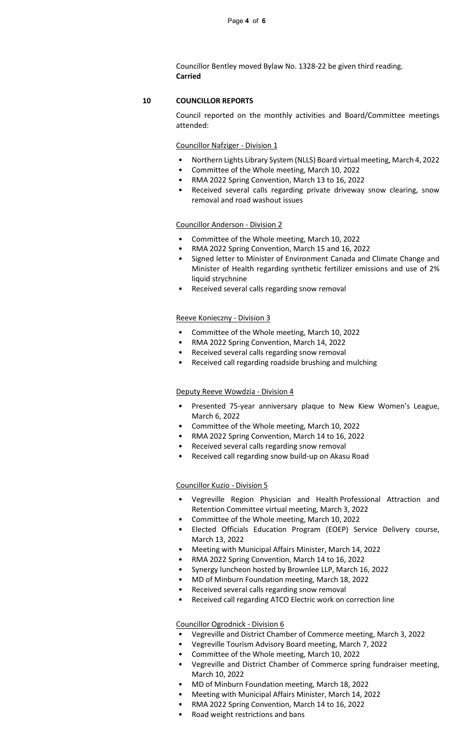Councillor Bentley moved Bylaw No. 1328-22 be given third reading.
**Carried**

## 10 COUNCILLOR REPORTS

Council reported on the monthly activities and Board/Committee meetings attended:

Councillor Nafziger - Division 1

- Northern Lights Library System (NLLS) Board virtual meeting, March 4, 2022
- Committee of the Whole meeting, March 10, 2022
- RMA 2022 Spring Convention, March 13 to 16, 2022
- Received several calls regarding private driveway snow clearing, snow removal and road washout issues

Councillor Anderson - Division 2

- Committee of the Whole meeting, March 10, 2022
- RMA 2022 Spring Convention, March 15 and 16, 2022
- Signed letter to Minister of Environment Canada and Climate Change and Minister of Health regarding synthetic fertilizer emissions and use of 2% liquid strychnine
- Received several calls regarding snow removal

Reeve Konieczny - Division 3

- Committee of the Whole meeting, March 10, 2022
- RMA 2022 Spring Convention, March 14, 2022
- Received several calls regarding snow removal
- Received call regarding roadside brushing and mulching

Deputy Reeve Wowdzia - Division 4

- Presented 75-year anniversary plaque to New Kiew Women's League, March 6, 2022
- Committee of the Whole meeting, March 10, 2022
- RMA 2022 Spring Convention, March 14 to 16, 2022
- Received several calls regarding snow removal
- Received call regarding snow build-up on Akasu Road

Councillor Kuzio - Division 5

- Vegreville Region Physician and Health Professional Attraction and Retention Committee virtual meeting, March 3, 2022
- Committee of the Whole meeting, March 10, 2022
- Elected Officials Education Program (EOEP) Service Delivery course, March 13, 2022
- Meeting with Municipal Affairs Minister, March 14, 2022
- RMA 2022 Spring Convention, March 14 to 16, 2022
- Synergy luncheon hosted by Brownlee LLP, March 16, 2022
- MD of Minburn Foundation meeting, March 18, 2022
- Received several calls regarding snow removal
- Received call regarding ATCO Electric work on correction line

Councillor Ogrodnick - Division 6

- Vegreville and District Chamber of Commerce meeting, March 3, 2022
- Vegreville Tourism Advisory Board meeting, March 7, 2022
- Committee of the Whole meeting, March 10, 2022
- Vegreville and District Chamber of Commerce spring fundraiser meeting, March 10, 2022
- MD of Minburn Foundation meeting, March 18, 2022
- Meeting with Municipal Affairs Minister, March 14, 2022
- RMA 2022 Spring Convention, March 14 to 16, 2022
- Road weight restrictions and bans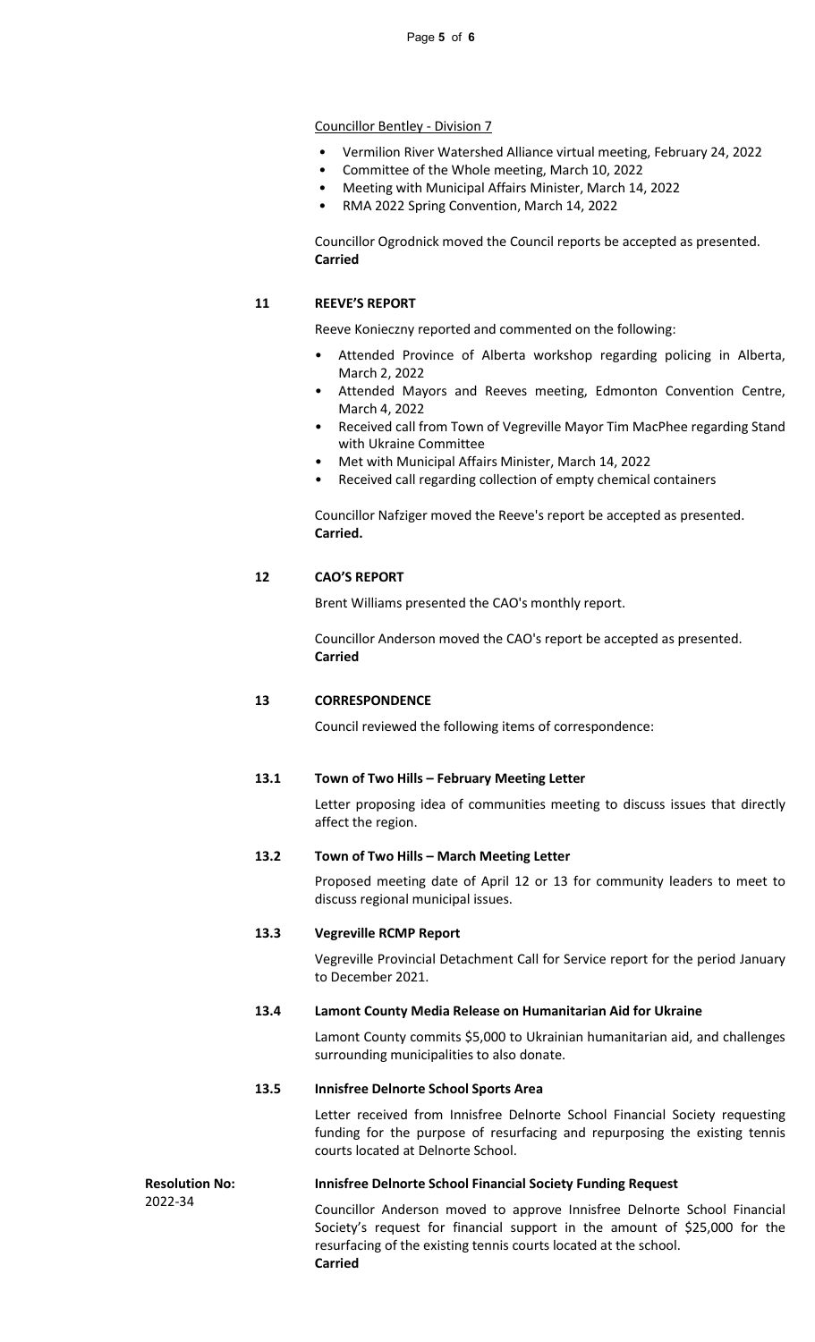<u>Councillor Bentley - Division 7</u>

- Vermilion River Watershed Alliance virtual meeting, February 24, 2022
- Committee of the Whole meeting, March 10, 2022
- Meeting with Municipal Affairs Minister, March 14, 2022
- RMA 2022 Spring Convention, March 14, 2022

Councillor Ogrodnick moved the Council reports be accepted as presented.
**Carried**

## 11 REEVE'S REPORT

Reeve Konieczny reported and commented on the following:

- Attended Province of Alberta workshop regarding policing in Alberta, March 2, 2022
- Attended Mayors and Reeves meeting, Edmonton Convention Centre, March 4, 2022
- Received call from Town of Vegreville Mayor Tim MacPhee regarding Stand with Ukraine Committee
- Met with Municipal Affairs Minister, March 14, 2022
- Received call regarding collection of empty chemical containers

Councillor Nafziger moved the Reeve's report be accepted as presented.
**Carried.**

## 12 CAO'S REPORT

Brent Williams presented the CAO's monthly report.

Councillor Anderson moved the CAO's report be accepted as presented.
**Carried**

## 13 CORRESPONDENCE

Council reviewed the following items of correspondence:

### 13.1 Town of Two Hills – February Meeting Letter

Letter proposing idea of communities meeting to discuss issues that directly affect the region.

### 13.2 Town of Two Hills – March Meeting Letter

Proposed meeting date of April 12 or 13 for community leaders to meet to discuss regional municipal issues.

### 13.3 Vegreville RCMP Report

Vegreville Provincial Detachment Call for Service report for the period January to December 2021.

### 13.4 Lamont County Media Release on Humanitarian Aid for Ukraine

Lamont County commits $5,000 to Ukrainian humanitarian aid, and challenges surrounding municipalities to also donate.

### 13.5 Innisfree Delnorte School Sports Area

Letter received from Innisfree Delnorte School Financial Society requesting funding for the purpose of resurfacing and repurposing the existing tennis courts located at Delnorte School.

**Resolution No:** 2022-34

**Innisfree Delnorte School Financial Society Funding Request**

Councillor Anderson moved to approve Innisfree Delnorte School Financial Society's request for financial support in the amount of $25,000 for the resurfacing of the existing tennis courts located at the school.
**Carried**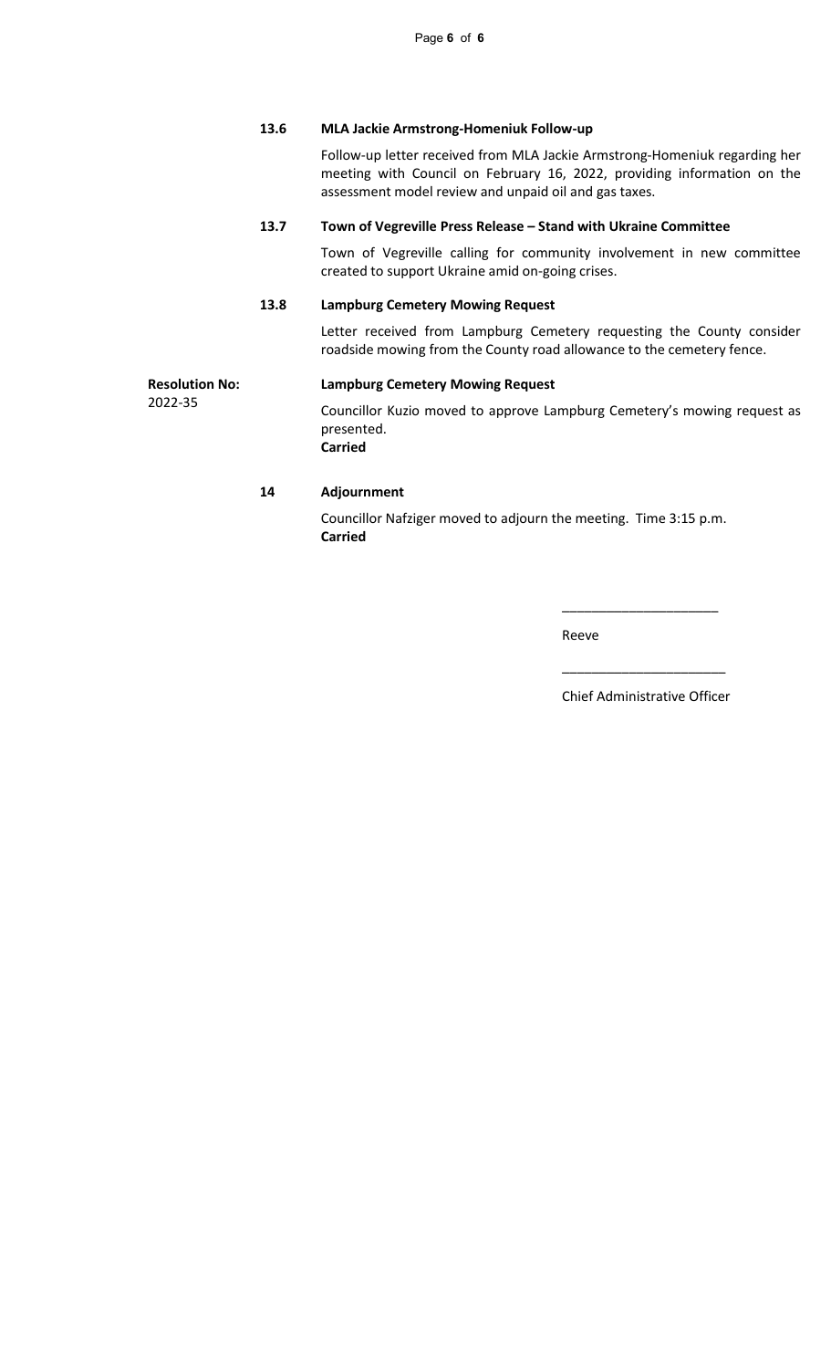### 13.6 MLA Jackie Armstrong-Homeniuk Follow-up

Follow-up letter received from MLA Jackie Armstrong-Homeniuk regarding her meeting with Council on February 16, 2022, providing information on the assessment model review and unpaid oil and gas taxes.

### 13.7 Town of Vegreville Press Release – Stand with Ukraine Committee

Town of Vegreville calling for community involvement in new committee created to support Ukraine amid on-going crises.

### 13.8 Lampburg Cemetery Mowing Request

Letter received from Lampburg Cemetery requesting the County consider roadside mowing from the County road allowance to the cemetery fence.

**Resolution No:** 2022-35

**Lampburg Cemetery Mowing Request**

Councillor Kuzio moved to approve Lampburg Cemetery's mowing request as presented.
**Carried**

### 14 Adjournment

Councillor Nafziger moved to adjourn the meeting. Time 3:15 p.m.
**Carried**

\_\_\_\_\_\_\_\_\_\_\_\_\_\_\_\_\_\_\_\_\_\_

Reeve

\_\_\_\_\_\_\_\_\_\_\_\_\_\_\_\_\_\_\_\_\_\_

Chief Administrative Officer